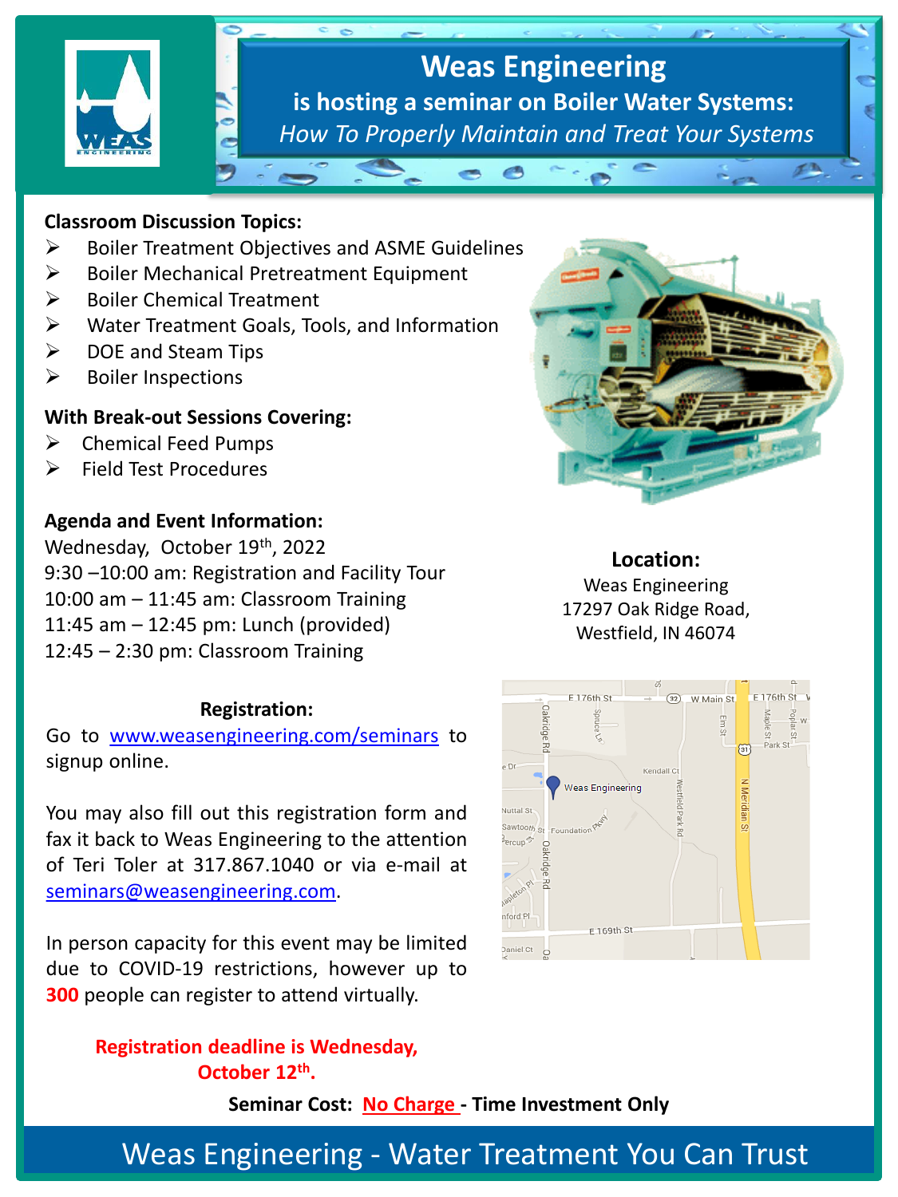# Weas Engineering

## is hosting a seminar on Boiler Water Systems:

*How To Properly Maintain and Treat Your Systems*

**Classroom Discussion Topics:**

- Boiler Treatment Objectives and ASME Guidelines
- Boiler Mechanical Pretreatment Equipment
- Boiler Chemical Treatment
- Water Treatment Goals, Tools, and Information
- DOE and Steam Tips
- Boiler Inspections

**With Break-out Sessions Covering:**

- Chemical Feed Pumps
- Field Test Procedures

**Agenda and Event Information:**

Wednesday, October 19th, 2022
9:30 –10:00 am: Registration and Facility Tour
10:00 am – 11:45 am: Classroom Training
11:45 am – 12:45 pm: Lunch (provided)
12:45 – 2:30 pm: Classroom Training

**Location:**

Weas Engineering
17297 Oak Ridge Road,
Westfield, IN 46074

**Registration:**

Go to www.weasengineering.com/seminars to signup online.

You may also fill out this registration form and fax it back to Weas Engineering to the attention of Teri Toler at 317.867.1040 or via e-mail at seminars@weasengineering.com.

In person capacity for this event may be limited due to COVID-19 restrictions, however up to **300** people can register to attend virtually.

**Registration deadline is Wednesday, October 12th.**

**Seminar Cost: No Charge - Time Investment Only**

Weas Engineering - Water Treatment You Can Trust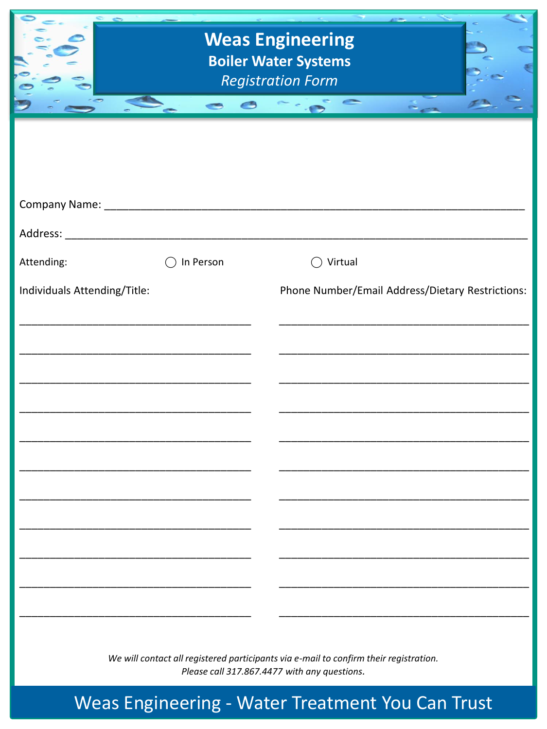# Weas Engineering

## Boiler Water Systems

*Registration Form*

Company Name: ______________________________________________________________________

Address: ___________________________________________________________________________

Attending: ◯ In Person ◯ Virtual

| Individuals Attending/Title: | Phone Number/Email Address/Dietary Restrictions: |
| --- | --- |
| ___________________________________ | ______________________________________ |
| ___________________________________ | ______________________________________ |
| ___________________________________ | ______________________________________ |
| ___________________________________ | ______________________________________ |
| ___________________________________ | ______________________________________ |
| ___________________________________ | ______________________________________ |
| ___________________________________ | ______________________________________ |
| ___________________________________ | ______________________________________ |
| ___________________________________ | ______________________________________ |
| ___________________________________ | ______________________________________ |
| ___________________________________ | ______________________________________ |

*We will contact all registered participants via e-mail to confirm their registration.*
*Please call 317.867.4477 with any questions.*

Weas Engineering - Water Treatment You Can Trust